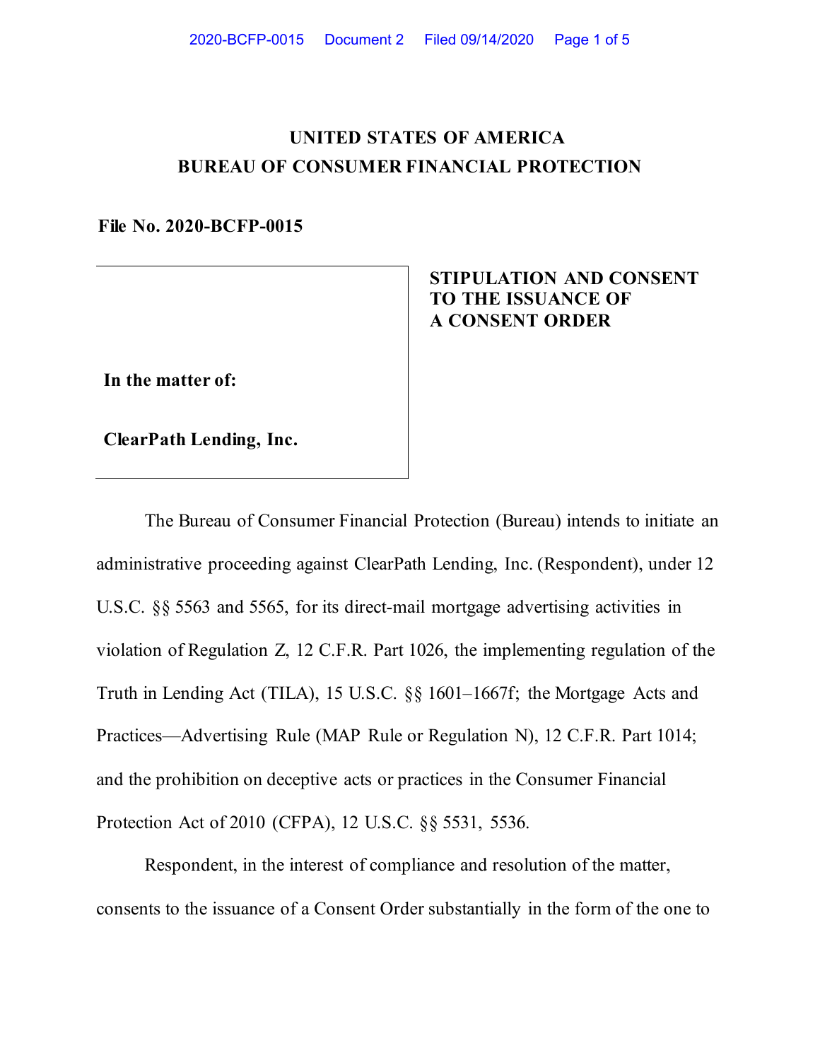# UNITED STATES OF AMERICA
# BUREAU OF CONSUMER FINANCIAL PROTECTION

**File No. 2020-BCFP-0015**

**In the matter of:**

**ClearPath Lending, Inc.**

**STIPULATION AND CONSENT TO THE ISSUANCE OF A CONSENT ORDER**

The Bureau of Consumer Financial Protection (Bureau) intends to initiate an administrative proceeding against ClearPath Lending, Inc. (Respondent), under 12 U.S.C. §§ 5563 and 5565, for its direct-mail mortgage advertising activities in violation of Regulation Z, 12 C.F.R. Part 1026, the implementing regulation of the Truth in Lending Act (TILA), 15 U.S.C. §§ 1601–1667f; the Mortgage Acts and Practices—Advertising Rule (MAP Rule or Regulation N), 12 C.F.R. Part 1014; and the prohibition on deceptive acts or practices in the Consumer Financial Protection Act of 2010 (CFPA), 12 U.S.C. §§ 5531, 5536.

Respondent, in the interest of compliance and resolution of the matter, consents to the issuance of a Consent Order substantially in the form of the one to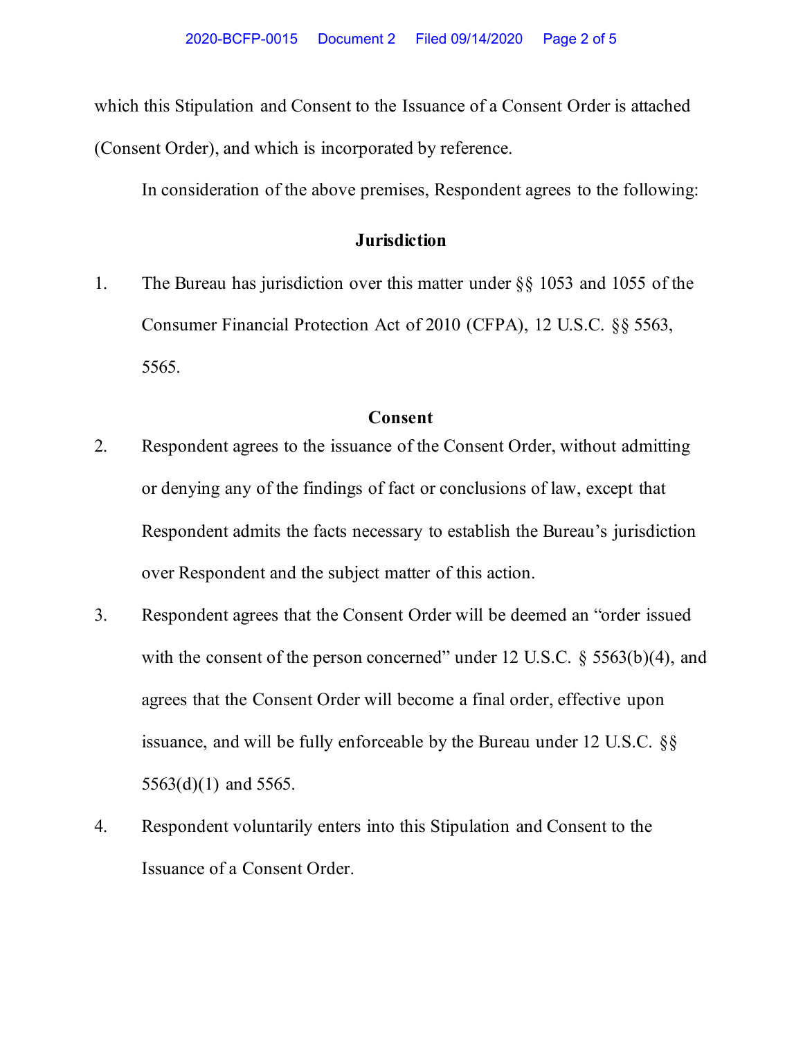which this Stipulation and Consent to the Issuance of a Consent Order is attached (Consent Order), and which is incorporated by reference.

In consideration of the above premises, Respondent agrees to the following:

## Jurisdiction

1. The Bureau has jurisdiction over this matter under §§ 1053 and 1055 of the Consumer Financial Protection Act of 2010 (CFPA), 12 U.S.C. §§ 5563, 5565.

## Consent

2. Respondent agrees to the issuance of the Consent Order, without admitting or denying any of the findings of fact or conclusions of law, except that Respondent admits the facts necessary to establish the Bureau's jurisdiction over Respondent and the subject matter of this action.
3. Respondent agrees that the Consent Order will be deemed an "order issued with the consent of the person concerned" under 12 U.S.C. § 5563(b)(4), and agrees that the Consent Order will become a final order, effective upon issuance, and will be fully enforceable by the Bureau under 12 U.S.C. §§ 5563(d)(1) and 5565.
4. Respondent voluntarily enters into this Stipulation and Consent to the Issuance of a Consent Order.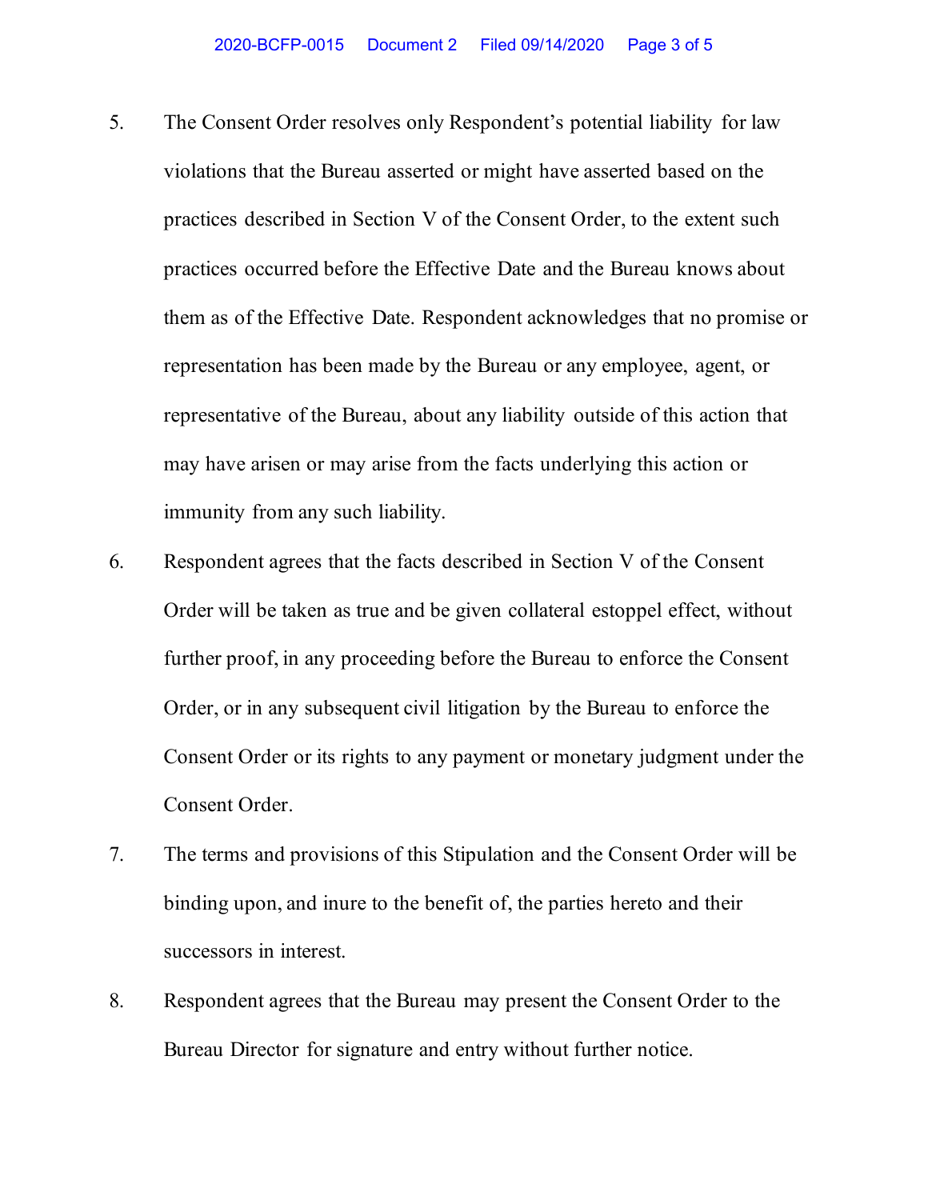5. The Consent Order resolves only Respondent's potential liability for law violations that the Bureau asserted or might have asserted based on the practices described in Section V of the Consent Order, to the extent such practices occurred before the Effective Date and the Bureau knows about them as of the Effective Date. Respondent acknowledges that no promise or representation has been made by the Bureau or any employee, agent, or representative of the Bureau, about any liability outside of this action that may have arisen or may arise from the facts underlying this action or immunity from any such liability.

6. Respondent agrees that the facts described in Section V of the Consent Order will be taken as true and be given collateral estoppel effect, without further proof, in any proceeding before the Bureau to enforce the Consent Order, or in any subsequent civil litigation by the Bureau to enforce the Consent Order or its rights to any payment or monetary judgment under the Consent Order.

7. The terms and provisions of this Stipulation and the Consent Order will be binding upon, and inure to the benefit of, the parties hereto and their successors in interest.

8. Respondent agrees that the Bureau may present the Consent Order to the Bureau Director for signature and entry without further notice.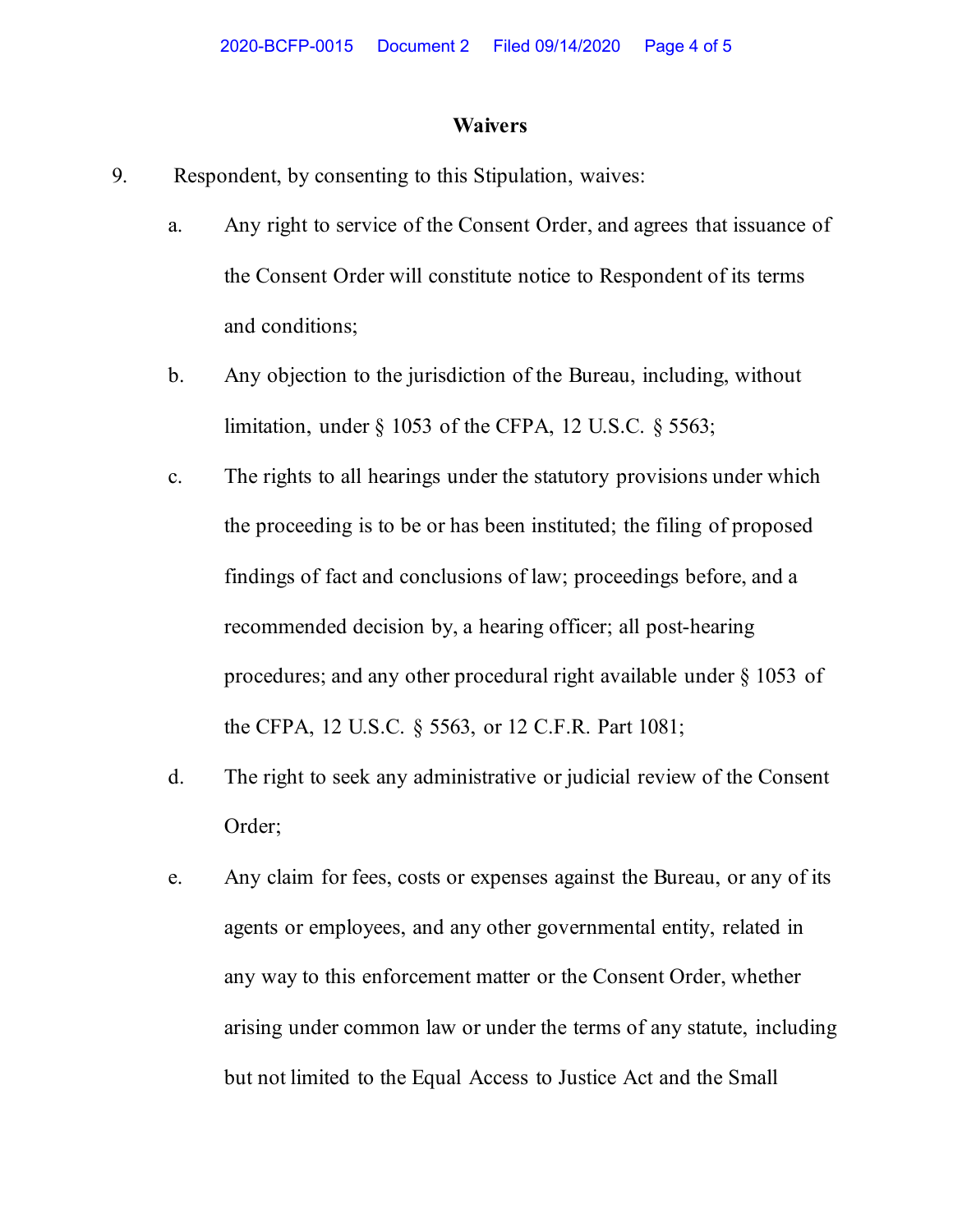## Waivers

9. Respondent, by consenting to this Stipulation, waives:

   a. Any right to service of the Consent Order, and agrees that issuance of the Consent Order will constitute notice to Respondent of its terms and conditions;

   b. Any objection to the jurisdiction of the Bureau, including, without limitation, under § 1053 of the CFPA, 12 U.S.C. § 5563;

   c. The rights to all hearings under the statutory provisions under which the proceeding is to be or has been instituted; the filing of proposed findings of fact and conclusions of law; proceedings before, and a recommended decision by, a hearing officer; all post-hearing procedures; and any other procedural right available under § 1053 of the CFPA, 12 U.S.C. § 5563, or 12 C.F.R. Part 1081;

   d. The right to seek any administrative or judicial review of the Consent Order;

   e. Any claim for fees, costs or expenses against the Bureau, or any of its agents or employees, and any other governmental entity, related in any way to this enforcement matter or the Consent Order, whether arising under common law or under the terms of any statute, including but not limited to the Equal Access to Justice Act and the Small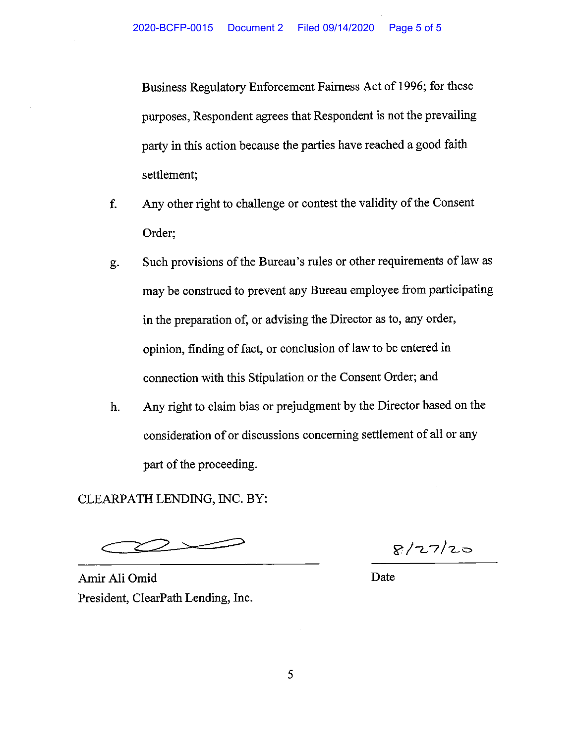Business Regulatory Enforcement Fairness Act of 1996; for these purposes, Respondent agrees that Respondent is not the prevailing party in this action because the parties have reached a good faith settlement;

f. Any other right to challenge or contest the validity of the Consent Order;

g. Such provisions of the Bureau's rules or other requirements of law as may be construed to prevent any Bureau employee from participating in the preparation of, or advising the Director as to, any order, opinion, finding of fact, or conclusion of law to be entered in connection with this Stipulation or the Consent Order; and

h. Any right to claim bias or prejudgment by the Director based on the consideration of or discussions concerning settlement of all or any part of the proceeding.

CLEARPATH LENDING, INC. BY:

Amir Ali Omid
President, ClearPath Lending, Inc.

8/27/20
Date